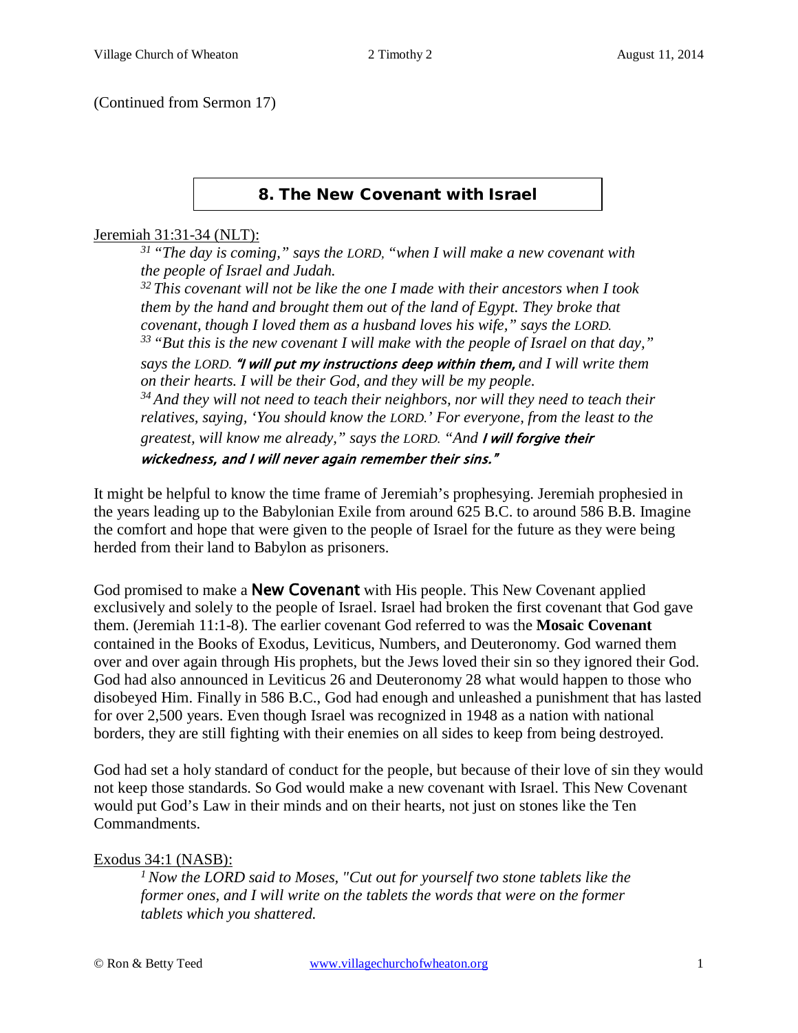(Continued from Sermon 17)

## 8. The New Covenant with Israel

Jeremiah 31:31-34 (NLT):

> [31] *"The day is coming," says the LORD, "when I will make a new covenant with the people of Israel and Judah.*
> [32] *This covenant will not be like the one I made with their ancestors when I took them by the hand and brought them out of the land of Egypt. They broke that covenant, though I loved them as a husband loves his wife," says the LORD.*
> [33] *"But this is the new covenant I will make with the people of Israel on that day," says the LORD.* ***"I will put my instructions deep within them,*** *and I will write them on their hearts. I will be their God, and they will be my people.*
> [34] *And they will not need to teach their neighbors, nor will they need to teach their relatives, saying, 'You should know the LORD.' For everyone, from the least to the greatest, will know me already," says the LORD. "And* ***I will forgive their wickedness, and I will never again remember their sins."***

It might be helpful to know the time frame of Jeremiah's prophesying. Jeremiah prophesied in the years leading up to the Babylonian Exile from around 625 B.C. to around 586 B.B. Imagine the comfort and hope that were given to the people of Israel for the future as they were being herded from their land to Babylon as prisoners.

God promised to make a **New Covenant** with His people. This New Covenant applied exclusively and solely to the people of Israel. Israel had broken the first covenant that God gave them. (Jeremiah 11:1-8). The earlier covenant God referred to was the **Mosaic Covenant** contained in the Books of Exodus, Leviticus, Numbers, and Deuteronomy. God warned them over and over again through His prophets, but the Jews loved their sin so they ignored their God. God had also announced in Leviticus 26 and Deuteronomy 28 what would happen to those who disobeyed Him. Finally in 586 B.C., God had enough and unleashed a punishment that has lasted for over 2,500 years. Even though Israel was recognized in 1948 as a nation with national borders, they are still fighting with their enemies on all sides to keep from being destroyed.

God had set a holy standard of conduct for the people, but because of their love of sin they would not keep those standards. So God would make a new covenant with Israel. This New Covenant would put God's Law in their minds and on their hearts, not just on stones like the Ten Commandments.

Exodus 34:1 (NASB):

> [1] *Now the LORD said to Moses, "Cut out for yourself two stone tablets like the former ones, and I will write on the tablets the words that were on the former tablets which you shattered.*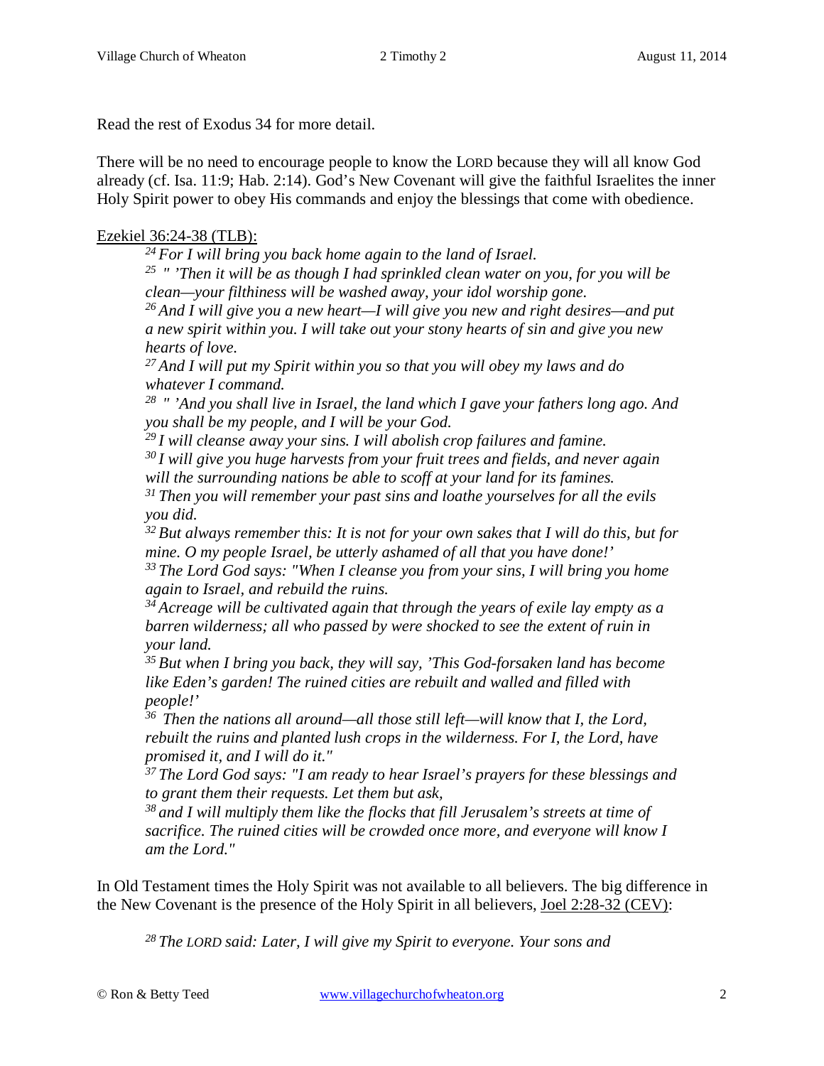Read the rest of Exodus 34 for more detail.

There will be no need to encourage people to know the LORD because they will all know God already (cf. Isa. 11:9; Hab. 2:14). God's New Covenant will give the faithful Israelites the inner Holy Spirit power to obey His commands and enjoy the blessings that come with obedience.

Ezekiel 36:24-38 (TLB):

> [24] *For I will bring you back home again to the land of Israel.*
>
> [25] *" 'Then it will be as though I had sprinkled clean water on you, for you will be clean—your filthiness will be washed away, your idol worship gone.*
>
> [26] *And I will give you a new heart—I will give you new and right desires—and put a new spirit within you. I will take out your stony hearts of sin and give you new hearts of love.*
>
> [27] *And I will put my Spirit within you so that you will obey my laws and do whatever I command.*
>
> [28] *" 'And you shall live in Israel, the land which I gave your fathers long ago. And you shall be my people, and I will be your God.*
>
> [29] *I will cleanse away your sins. I will abolish crop failures and famine.*
>
> [30] *I will give you huge harvests from your fruit trees and fields, and never again will the surrounding nations be able to scoff at your land for its famines.*
>
> [31] *Then you will remember your past sins and loathe yourselves for all the evils you did.*
>
> [32] *But always remember this: It is not for your own sakes that I will do this, but for mine. O my people Israel, be utterly ashamed of all that you have done!'*
>
> [33] *The Lord God says: "When I cleanse you from your sins, I will bring you home again to Israel, and rebuild the ruins.*
>
> [34] *Acreage will be cultivated again that through the years of exile lay empty as a barren wilderness; all who passed by were shocked to see the extent of ruin in your land.*
>
> [35] *But when I bring you back, they will say, 'This God-forsaken land has become like Eden's garden! The ruined cities are rebuilt and walled and filled with people!'*
>
> [36] *Then the nations all around—all those still left—will know that I, the Lord, rebuilt the ruins and planted lush crops in the wilderness. For I, the Lord, have promised it, and I will do it."*
>
> [37] *The Lord God says: "I am ready to hear Israel's prayers for these blessings and to grant them their requests. Let them but ask,*
>
> [38] *and I will multiply them like the flocks that fill Jerusalem's streets at time of sacrifice. The ruined cities will be crowded once more, and everyone will know I am the Lord."*

In Old Testament times the Holy Spirit was not available to all believers. The big difference in the New Covenant is the presence of the Holy Spirit in all believers, Joel 2:28-32 (CEV):

> [28] *The LORD said: Later, I will give my Spirit to everyone. Your sons and*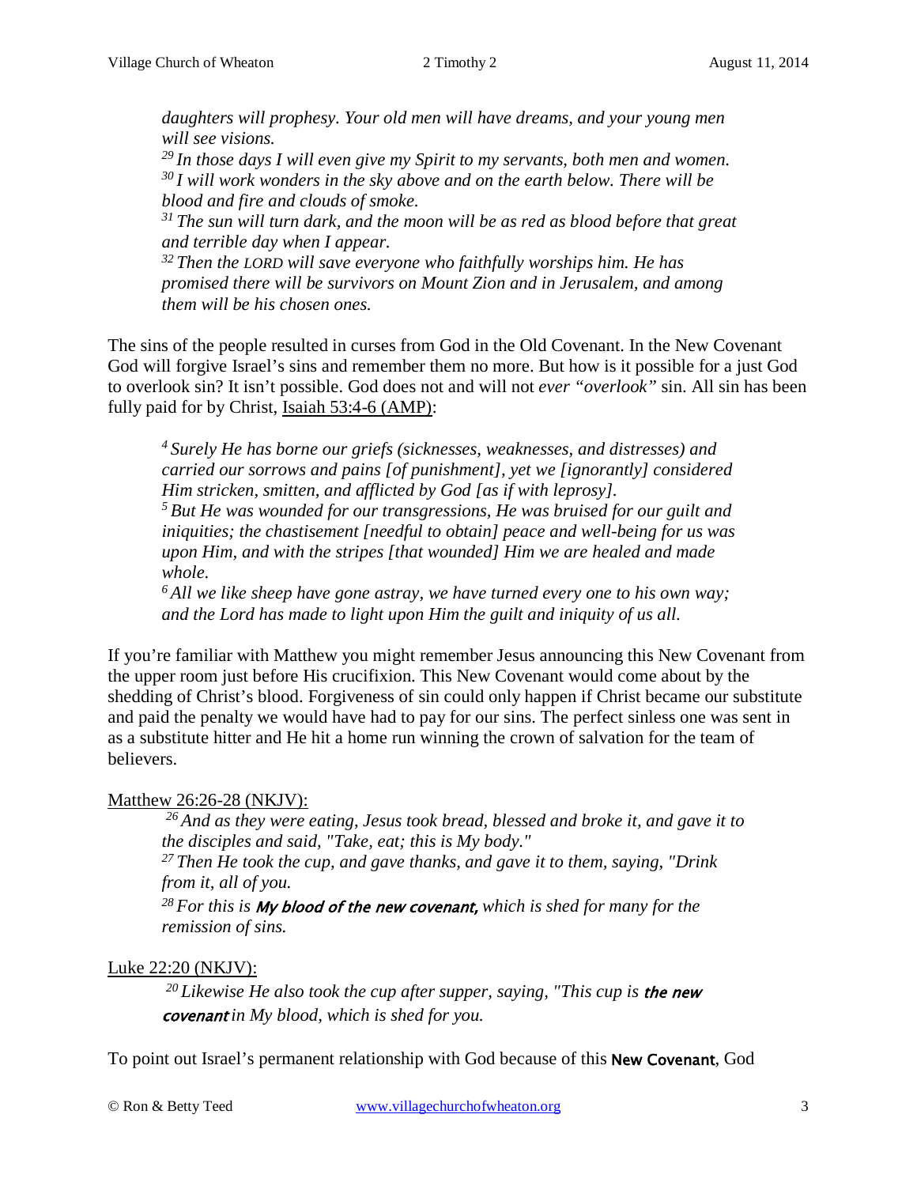*daughters will prophesy. Your old men will have dreams, and your young men will see visions.*
[29] *In those days I will even give my Spirit to my servants, both men and women.*
[30] *I will work wonders in the sky above and on the earth below. There will be blood and fire and clouds of smoke.*
[31] *The sun will turn dark, and the moon will be as red as blood before that great and terrible day when I appear.*
[32] *Then the LORD will save everyone who faithfully worships him. He has promised there will be survivors on Mount Zion and in Jerusalem, and among them will be his chosen ones.*

The sins of the people resulted in curses from God in the Old Covenant. In the New Covenant God will forgive Israel's sins and remember them no more. But how is it possible for a just God to overlook sin? It isn't possible. God does not and will not *ever "overlook"* sin. All sin has been fully paid for by Christ, Isaiah 53:4-6 (AMP):

> [4] *Surely He has borne our griefs (sicknesses, weaknesses, and distresses) and carried our sorrows and pains [of punishment], yet we [ignorantly] considered Him stricken, smitten, and afflicted by God [as if with leprosy].*
> [5] *But He was wounded for our transgressions, He was bruised for our guilt and iniquities; the chastisement [needful to obtain] peace and well-being for us was upon Him, and with the stripes [that wounded] Him we are healed and made whole.*
> [6] *All we like sheep have gone astray, we have turned every one to his own way; and the Lord has made to light upon Him the guilt and iniquity of us all.*

If you're familiar with Matthew you might remember Jesus announcing this New Covenant from the upper room just before His crucifixion. This New Covenant would come about by the shedding of Christ's blood. Forgiveness of sin could only happen if Christ became our substitute and paid the penalty we would have had to pay for our sins. The perfect sinless one was sent in as a substitute hitter and He hit a home run winning the crown of salvation for the team of believers.

Matthew 26:26-28 (NKJV):

> [26] *And as they were eating, Jesus took bread, blessed and broke it, and gave it to the disciples and said, "Take, eat; this is My body."*
> [27] *Then He took the cup, and gave thanks, and gave it to them, saying, "Drink from it, all of you.*
> [28] *For this is* ***My blood of the new covenant,*** *which is shed for many for the remission of sins.*

Luke 22:20 (NKJV):

> [20] *Likewise He also took the cup after supper, saying, "This cup is* ***the new covenant*** *in My blood, which is shed for you.*

To point out Israel's permanent relationship with God because of this **New Covenant**, God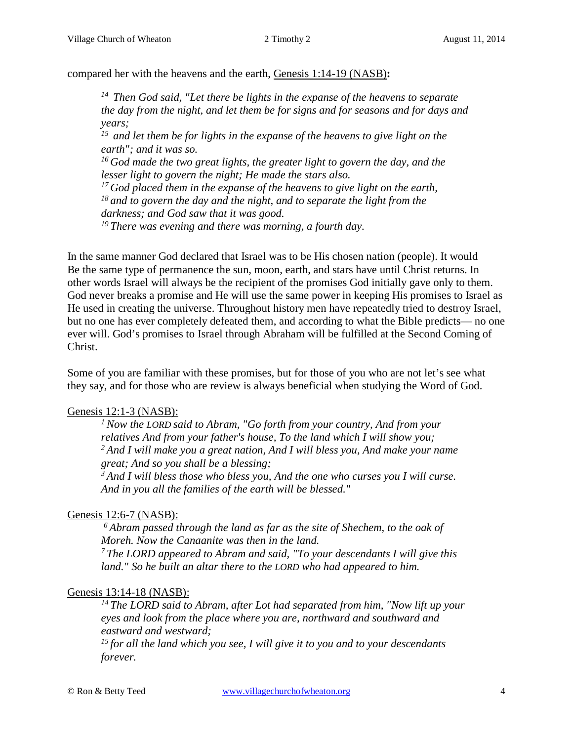compared her with the heavens and the earth, Genesis 1:14-19 (NASB)**:**

> *[14] Then God said, "Let there be lights in the expanse of the heavens to separate the day from the night, and let them be for signs and for seasons and for days and years;*
> *[15] and let them be for lights in the expanse of the heavens to give light on the earth"; and it was so.*
> *[16] God made the two great lights, the greater light to govern the day, and the lesser light to govern the night; He made the stars also.*
> *[17] God placed them in the expanse of the heavens to give light on the earth,*
> *[18] and to govern the day and the night, and to separate the light from the darkness; and God saw that it was good.*
> *[19] There was evening and there was morning, a fourth day.*

In the same manner God declared that Israel was to be His chosen nation (people). It would Be the same type of permanence the sun, moon, earth, and stars have until Christ returns. In other words Israel will always be the recipient of the promises God initially gave only to them. God never breaks a promise and He will use the same power in keeping His promises to Israel as He used in creating the universe. Throughout history men have repeatedly tried to destroy Israel, but no one has ever completely defeated them, and according to what the Bible predicts— no one ever will. God's promises to Israel through Abraham will be fulfilled at the Second Coming of Christ.

Some of you are familiar with these promises, but for those of you who are not let's see what they say, and for those who are review is always beneficial when studying the Word of God.

Genesis 12:1-3 (NASB):

> *[1] Now the LORD said to Abram, "Go forth from your country, And from your relatives And from your father's house, To the land which I will show you;*
> *[2] And I will make you a great nation, And I will bless you, And make your name great; And so you shall be a blessing;*
> *[3] And I will bless those who bless you, And the one who curses you I will curse. And in you all the families of the earth will be blessed."*

Genesis 12:6-7 (NASB):

> *[6] Abram passed through the land as far as the site of Shechem, to the oak of Moreh. Now the Canaanite was then in the land.*
> *[7] The LORD appeared to Abram and said, "To your descendants I will give this land." So he built an altar there to the LORD who had appeared to him.*

Genesis 13:14-18 (NASB):

> *[14] The LORD said to Abram, after Lot had separated from him, "Now lift up your eyes and look from the place where you are, northward and southward and eastward and westward;*
> *[15] for all the land which you see, I will give it to you and to your descendants forever.*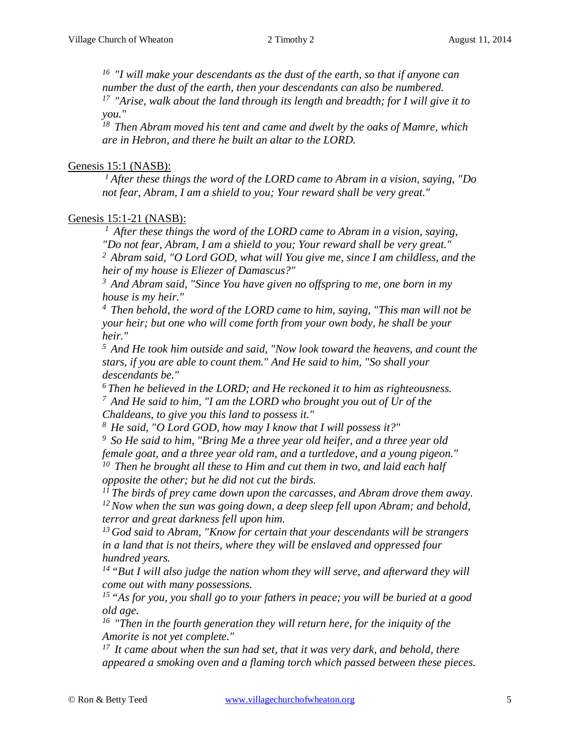[16] *"I will make your descendants as the dust of the earth, so that if anyone can number the dust of the earth, then your descendants can also be numbered.*
[17] *"Arise, walk about the land through its length and breadth; for I will give it to you."*
[18] *Then Abram moved his tent and came and dwelt by the oaks of Mamre, which are in Hebron, and there he built an altar to the LORD.*

<u>Genesis 15:1 (NASB):</u>

[1] *After these things the word of the LORD came to Abram in a vision, saying, "Do not fear, Abram, I am a shield to you; Your reward shall be very great."*

<u>Genesis 15:1-21 (NASB):</u>

[1] *After these things the word of the LORD came to Abram in a vision, saying, "Do not fear, Abram, I am a shield to you; Your reward shall be very great."*
[2] *Abram said, "O Lord GOD, what will You give me, since I am childless, and the heir of my house is Eliezer of Damascus?"*
[3] *And Abram said, "Since You have given no offspring to me, one born in my house is my heir."*
[4] *Then behold, the word of the LORD came to him, saying, "This man will not be your heir; but one who will come forth from your own body, he shall be your heir."*
[5] *And He took him outside and said, "Now look toward the heavens, and count the stars, if you are able to count them." And He said to him, "So shall your descendants be."*
[6] *Then he believed in the LORD; and He reckoned it to him as righteousness.*
[7] *And He said to him, "I am the LORD who brought you out of Ur of the Chaldeans, to give you this land to possess it."*
[8] *He said, "O Lord GOD, how may I know that I will possess it?"*
[9] *So He said to him, "Bring Me a three year old heifer, and a three year old female goat, and a three year old ram, and a turtledove, and a young pigeon."*
[10] *Then he brought all these to Him and cut them in two, and laid each half opposite the other; but he did not cut the birds.*
[11] *The birds of prey came down upon the carcasses, and Abram drove them away.*
[12] *Now when the sun was going down, a deep sleep fell upon Abram; and behold, terror and great darkness fell upon him.*
[13] *God said to Abram, "Know for certain that your descendants will be strangers in a land that is not theirs, where they will be enslaved and oppressed four hundred years.*
[14] *"But I will also judge the nation whom they will serve, and afterward they will come out with many possessions.*
[15] *"As for you, you shall go to your fathers in peace; you will be buried at a good old age.*
[16] *"Then in the fourth generation they will return here, for the iniquity of the Amorite is not yet complete."*
[17] *It came about when the sun had set, that it was very dark, and behold, there appeared a smoking oven and a flaming torch which passed between these pieces.*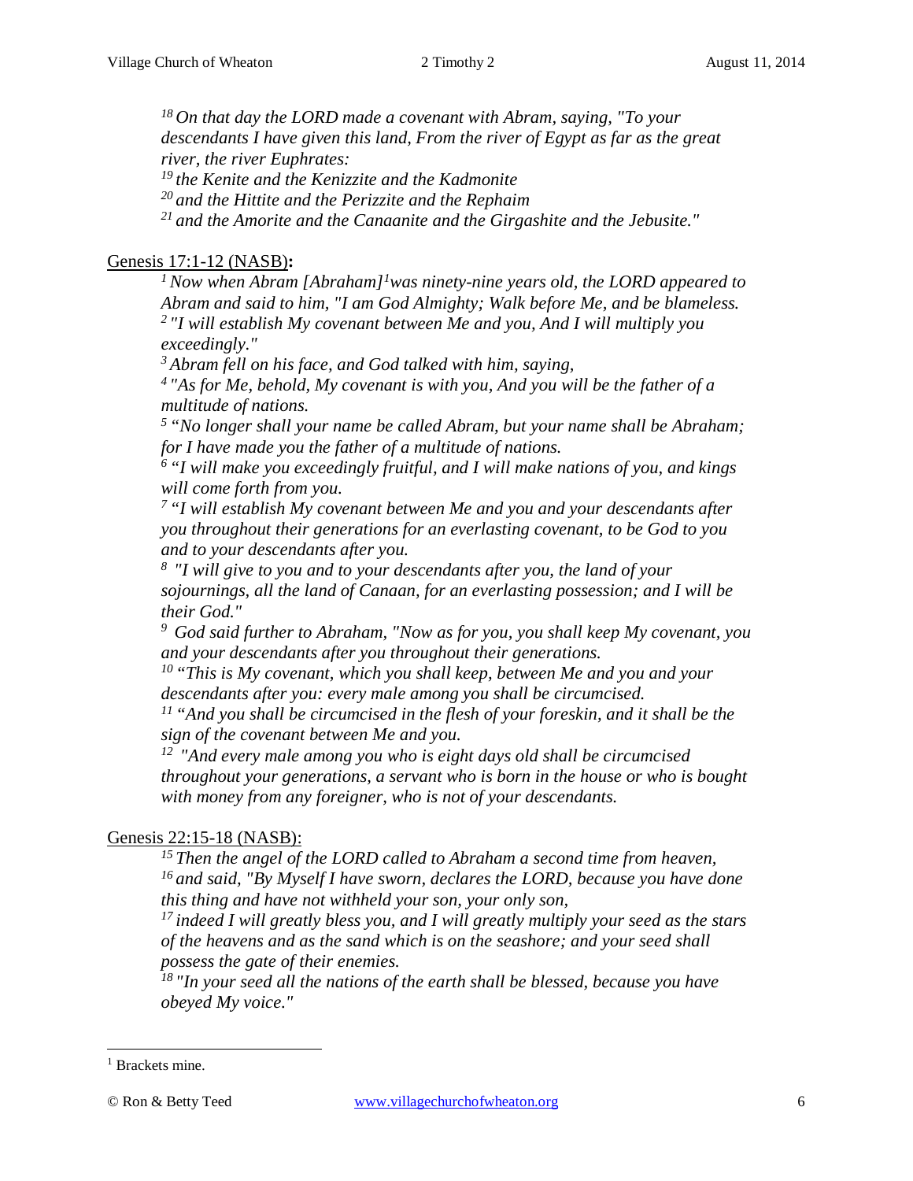*[18] On that day the LORD made a covenant with Abram, saying, "To your descendants I have given this land, From the river of Egypt as far as the great river, the river Euphrates:*
*[19] the Kenite and the Kenizzite and the Kadmonite*
*[20] and the Hittite and the Perizzite and the Rephaim*
*[21] and the Amorite and the Canaanite and the Girgashite and the Jebusite."*

Genesis 17:1-12 (NASB)**:**

*[1] Now when Abram [Abraham][1] was ninety-nine years old, the LORD appeared to Abram and said to him, "I am God Almighty; Walk before Me, and be blameless.*
*[2] "I will establish My covenant between Me and you, And I will multiply you exceedingly."*
*[3] Abram fell on his face, and God talked with him, saying,*
*[4] "As for Me, behold, My covenant is with you, And you will be the father of a multitude of nations.*
*[5] "No longer shall your name be called Abram, but your name shall be Abraham; for I have made you the father of a multitude of nations.*
*[6] "I will make you exceedingly fruitful, and I will make nations of you, and kings will come forth from you.*
*[7] "I will establish My covenant between Me and you and your descendants after you throughout their generations for an everlasting covenant, to be God to you and to your descendants after you.*
*[8] "I will give to you and to your descendants after you, the land of your sojournings, all the land of Canaan, for an everlasting possession; and I will be their God."*
*[9] God said further to Abraham, "Now as for you, you shall keep My covenant, you and your descendants after you throughout their generations.*
*[10] "This is My covenant, which you shall keep, between Me and you and your descendants after you: every male among you shall be circumcised.*
*[11] "And you shall be circumcised in the flesh of your foreskin, and it shall be the sign of the covenant between Me and you.*
*[12] "And every male among you who is eight days old shall be circumcised throughout your generations, a servant who is born in the house or who is bought with money from any foreigner, who is not of your descendants.*

Genesis 22:15-18 (NASB):

*[15] Then the angel of the LORD called to Abraham a second time from heaven,*
*[16] and said, "By Myself I have sworn, declares the LORD, because you have done this thing and have not withheld your son, your only son,*
*[17] indeed I will greatly bless you, and I will greatly multiply your seed as the stars of the heavens and as the sand which is on the seashore; and your seed shall possess the gate of their enemies.*
*[18] "In your seed all the nations of the earth shall be blessed, because you have obeyed My voice."*

[1] Brackets mine.